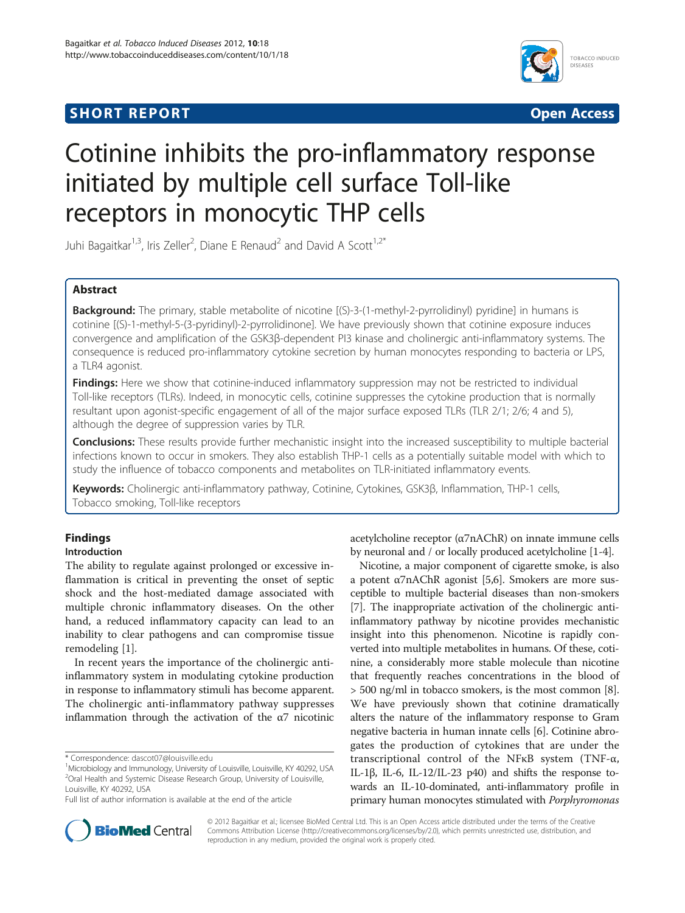SHORT REPORT Open Access

# Cotinine inhibits the pro-inflammatory response initiated by multiple cell surface Toll-like receptors in monocytic THP cells

Juhi Bagaitkar[1,3], Iris Zeller[2], Diane E Renaud[2] and David A Scott[1,2*]

## Abstract

**Background:** The primary, stable metabolite of nicotine [(S)-3-(1-methyl-2-pyrrolidinyl) pyridine] in humans is cotinine [(S)-1-methyl-5-(3-pyridinyl)-2-pyrrolidinone]. We have previously shown that cotinine exposure induces convergence and amplification of the GSK3β-dependent PI3 kinase and cholinergic anti-inflammatory systems. The consequence is reduced pro-inflammatory cytokine secretion by human monocytes responding to bacteria or LPS, a TLR4 agonist.

**Findings:** Here we show that cotinine-induced inflammatory suppression may not be restricted to individual Toll-like receptors (TLRs). Indeed, in monocytic cells, cotinine suppresses the cytokine production that is normally resultant upon agonist-specific engagement of all of the major surface exposed TLRs (TLR 2/1; 2/6; 4 and 5), although the degree of suppression varies by TLR.

**Conclusions:** These results provide further mechanistic insight into the increased susceptibility to multiple bacterial infections known to occur in smokers. They also establish THP-1 cells as a potentially suitable model with which to study the influence of tobacco components and metabolites on TLR-initiated inflammatory events.

**Keywords:** Cholinergic anti-inflammatory pathway, Cotinine, Cytokines, GSK3β, Inflammation, THP-1 cells, Tobacco smoking, Toll-like receptors

## Findings

### Introduction

The ability to regulate against prolonged or excessive inflammation is critical in preventing the onset of septic shock and the host-mediated damage associated with multiple chronic inflammatory diseases. On the other hand, a reduced inflammatory capacity can lead to an inability to clear pathogens and can compromise tissue remodeling [1].

In recent years the importance of the cholinergic anti-inflammatory system in modulating cytokine production in response to inflammatory stimuli has become apparent. The cholinergic anti-inflammatory pathway suppresses inflammation through the activation of the α7 nicotinic acetylcholine receptor (α7nAChR) on innate immune cells by neuronal and / or locally produced acetylcholine [1-4].

Nicotine, a major component of cigarette smoke, is also a potent α7nAChR agonist [5,6]. Smokers are more susceptible to multiple bacterial diseases than non-smokers [7]. The inappropriate activation of the cholinergic anti-inflammatory pathway by nicotine provides mechanistic insight into this phenomenon. Nicotine is rapidly converted into multiple metabolites in humans. Of these, cotinine, a considerably more stable molecule than nicotine that frequently reaches concentrations in the blood of > 500 ng/ml in tobacco smokers, is the most common [8]. We have previously shown that cotinine dramatically alters the nature of the inflammatory response to Gram negative bacteria in human innate cells [6]. Cotinine abrogates the production of cytokines that are under the transcriptional control of the NFκB system (TNF-α, IL-1β, IL-6, IL-12/IL-23 p40) and shifts the response towards an IL-10-dominated, anti-inflammatory profile in primary human monocytes stimulated with *Porphyromonas*

\* Correspondence: dascot07@louisville.edu
[1]Microbiology and Immunology, University of Louisville, Louisville, KY 40292, USA
[2]Oral Health and Systemic Disease Research Group, University of Louisville, Louisville, KY 40292, USA
Full list of author information is available at the end of the article

© 2012 Bagaitkar et al.; licensee BioMed Central Ltd. This is an Open Access article distributed under the terms of the Creative Commons Attribution License (http://creativecommons.org/licenses/by/2.0), which permits unrestricted use, distribution, and reproduction in any medium, provided the original work is properly cited.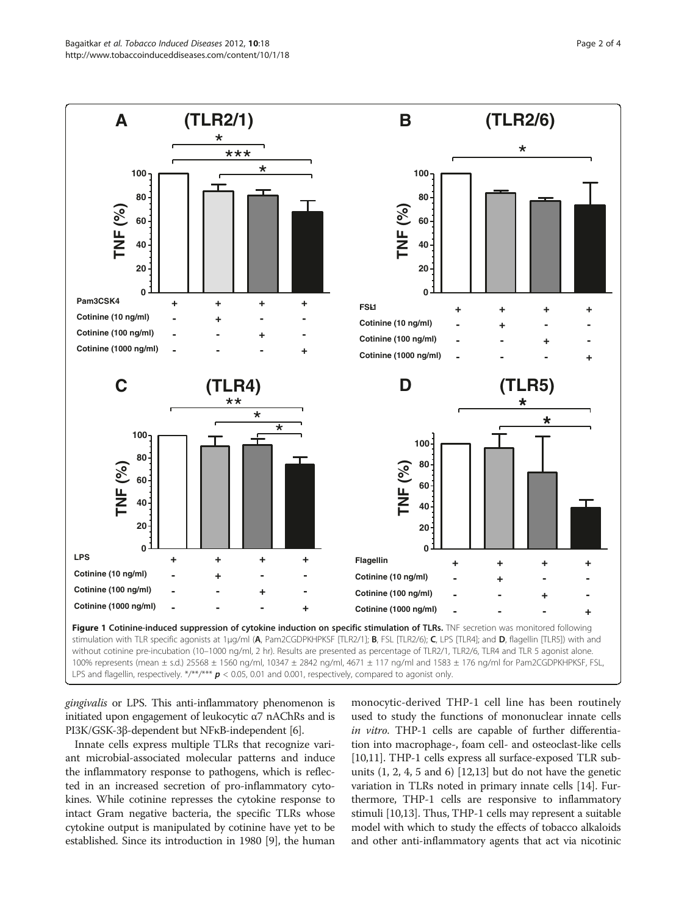**Figure 1 Cotinine-induced suppression of cytokine induction on specific stimulation of TLRs.** TNF secretion was monitored following stimulation with TLR specific agonists at 1μg/ml (**A**, Pam2CGDPKHPKSF [TLR2/1]; **B**, FSL [TLR2/6]; **C**, LPS [TLR4]; and **D**, flagellin [TLR5]) with and without cotinine pre-incubation (10–1000 ng/ml, 2 hr). Results are presented as percentage of TLR2/1, TLR2/6, TLR4 and TLR 5 agonist alone. 100% represents (mean ± s.d.) 25568 ± 1560 ng/ml, 10347 ± 2842 ng/ml, 4671 ± 117 ng/ml and 1583 ± 176 ng/ml for Pam2CGDPKHPKSF, FSL, LPS and flagellin, respectively. */**/*** $p < 0.05$, 0.01 and 0.001, respectively, compared to agonist only.

*gingivalis* or LPS. This anti-inflammatory phenomenon is initiated upon engagement of leukocytic α7 nAChRs and is PI3K/GSK-3β-dependent but NFκB-independent [6].

Innate cells express multiple TLRs that recognize variant microbial-associated molecular patterns and induce the inflammatory response to pathogens, which is reflected in an increased secretion of pro-inflammatory cytokines. While cotinine represses the cytokine response to intact Gram negative bacteria, the specific TLRs whose cytokine output is manipulated by cotinine have yet to be established. Since its introduction in 1980 [9], the human monocytic-derived THP-1 cell line has been routinely used to study the functions of mononuclear innate cells *in vitro*. THP-1 cells are capable of further differentiation into macrophage-, foam cell- and osteoclast-like cells [10,11]. THP-1 cells express all surface-exposed TLR subunits (1, 2, 4, 5 and 6) [12,13] but do not have the genetic variation in TLRs noted in primary innate cells [14]. Furthermore, THP-1 cells are responsive to inflammatory stimuli [10,13]. Thus, THP-1 cells may represent a suitable model with which to study the effects of tobacco alkaloids and other anti-inflammatory agents that act via nicotinic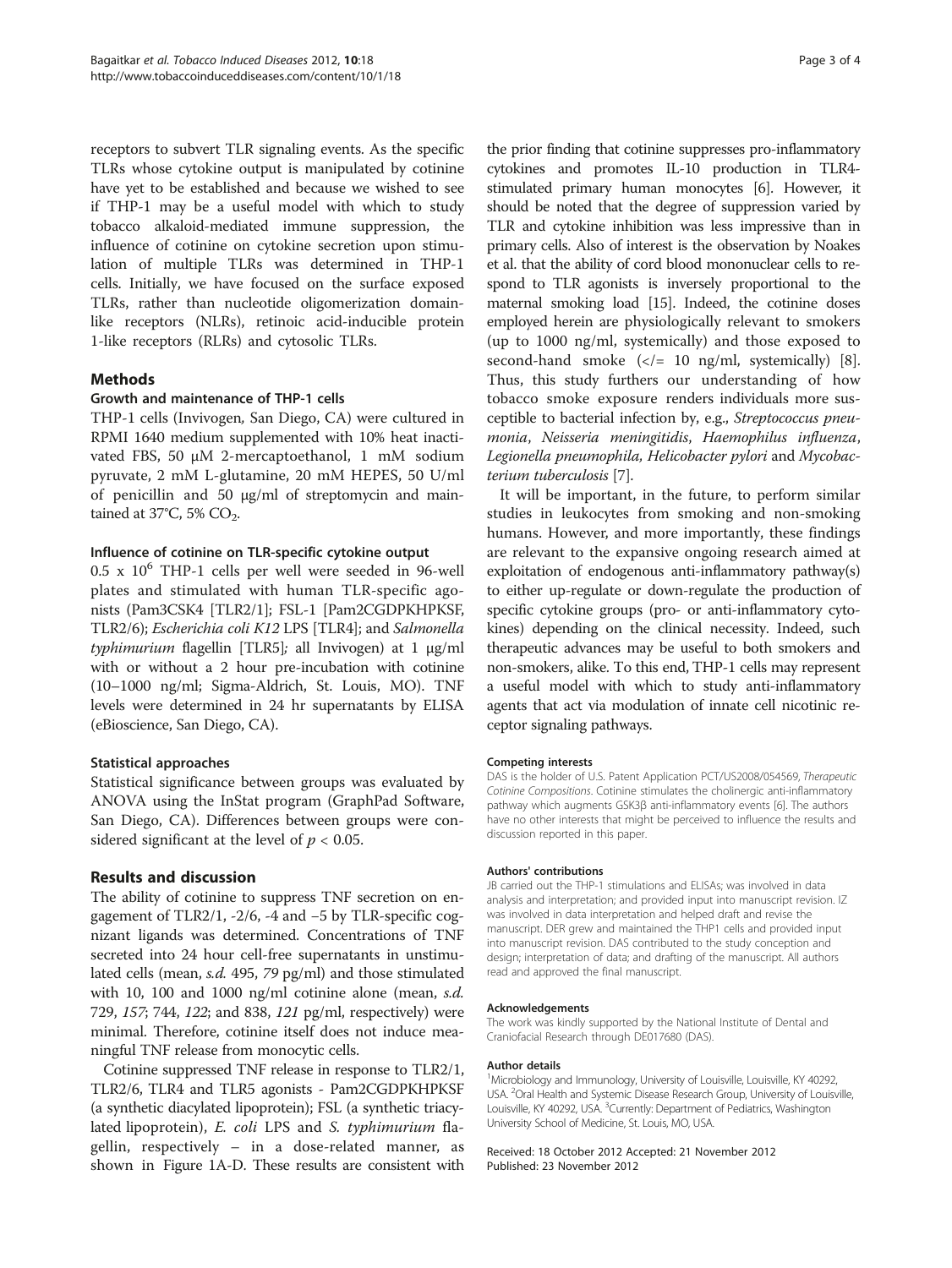receptors to subvert TLR signaling events. As the specific TLRs whose cytokine output is manipulated by cotinine have yet to be established and because we wished to see if THP-1 may be a useful model with which to study tobacco alkaloid-mediated immune suppression, the influence of cotinine on cytokine secretion upon stimulation of multiple TLRs was determined in THP-1 cells. Initially, we have focused on the surface exposed TLRs, rather than nucleotide oligomerization domain-like receptors (NLRs), retinoic acid-inducible protein 1-like receptors (RLRs) and cytosolic TLRs.

## Methods

### Growth and maintenance of THP-1 cells

THP-1 cells (Invivogen, San Diego, CA) were cultured in RPMI 1640 medium supplemented with 10% heat inactivated FBS, 50 μM 2-mercaptoethanol, 1 mM sodium pyruvate, 2 mM L-glutamine, 20 mM HEPES, 50 U/ml of penicillin and 50 μg/ml of streptomycin and maintained at 37°C, 5% $CO_2$.

### Influence of cotinine on TLR-specific cytokine output

$0.5 \times 10^6$ THP-1 cells per well were seeded in 96-well plates and stimulated with human TLR-specific agonists (Pam3CSK4 [TLR2/1]; FSL-1 [Pam2CGDPKHPKSF, TLR2/6); *Escherichia coli K12* LPS [TLR4]; and *Salmonella typhimurium* flagellin [TLR5]; all Invivogen) at 1 μg/ml with or without a 2 hour pre-incubation with cotinine (10–1000 ng/ml; Sigma-Aldrich, St. Louis, MO). TNF levels were determined in 24 hr supernatants by ELISA (eBioscience, San Diego, CA).

### Statistical approaches

Statistical significance between groups was evaluated by ANOVA using the InStat program (GraphPad Software, San Diego, CA). Differences between groups were considered significant at the level of $p < 0.05$.

## Results and discussion

The ability of cotinine to suppress TNF secretion on engagement of TLR2/1, -2/6, -4 and −5 by TLR-specific cognizant ligands was determined. Concentrations of TNF secreted into 24 hour cell-free supernatants in unstimulated cells (mean, *s.d.* 495, *79* pg/ml) and those stimulated with 10, 100 and 1000 ng/ml cotinine alone (mean, *s.d.* 729, *157*; 744, *122*; and 838, *121* pg/ml, respectively) were minimal. Therefore, cotinine itself does not induce meaningful TNF release from monocytic cells.

Cotinine suppressed TNF release in response to TLR2/1, TLR2/6, TLR4 and TLR5 agonists - Pam2CGDPKHPKSF (a synthetic diacylated lipoprotein); FSL (a synthetic triacylated lipoprotein), *E. coli* LPS and *S. typhimurium* flagellin, respectively – in a dose-related manner, as shown in Figure 1A-D. These results are consistent with the prior finding that cotinine suppresses pro-inflammatory cytokines and promotes IL-10 production in TLR4-stimulated primary human monocytes [6]. However, it should be noted that the degree of suppression varied by TLR and cytokine inhibition was less impressive than in primary cells. Also of interest is the observation by Noakes et al. that the ability of cord blood mononuclear cells to respond to TLR agonists is inversely proportional to the maternal smoking load [15]. Indeed, the cotinine doses employed herein are physiologically relevant to smokers (up to 1000 ng/ml, systemically) and those exposed to second-hand smoke (</= 10 ng/ml, systemically) [8]. Thus, this study furthers our understanding of how tobacco smoke exposure renders individuals more susceptible to bacterial infection by, e.g., *Streptococcus pneumonia*, *Neisseria meningitidis*, *Haemophilus influenza*, *Legionella pneumophila, Helicobacter pylori* and *Mycobacterium tuberculosis* [7].

It will be important, in the future, to perform similar studies in leukocytes from smoking and non-smoking humans. However, and more importantly, these findings are relevant to the expansive ongoing research aimed at exploitation of endogenous anti-inflammatory pathway(s) to either up-regulate or down-regulate the production of specific cytokine groups (pro- or anti-inflammatory cytokines) depending on the clinical necessity. Indeed, such therapeutic advances may be useful to both smokers and non-smokers, alike. To this end, THP-1 cells may represent a useful model with which to study anti-inflammatory agents that act via modulation of innate cell nicotinic receptor signaling pathways.

#### Competing interests

DAS is the holder of U.S. Patent Application PCT/US2008/054569, *Therapeutic Cotinine Compositions*. Cotinine stimulates the cholinergic anti-inflammatory pathway which augments GSK3β anti-inflammatory events [6]. The authors have no other interests that might be perceived to influence the results and discussion reported in this paper.

#### Authors' contributions

JB carried out the THP-1 stimulations and ELISAs; was involved in data analysis and interpretation; and provided input into manuscript revision. IZ was involved in data interpretation and helped draft and revise the manuscript. DER grew and maintained the THP1 cells and provided input into manuscript revision. DAS contributed to the study conception and design; interpretation of data; and drafting of the manuscript. All authors read and approved the final manuscript.

#### Acknowledgements

The work was kindly supported by the National Institute of Dental and Craniofacial Research through DE017680 (DAS).

#### Author details

[1]Microbiology and Immunology, University of Louisville, Louisville, KY 40292, USA. [2]Oral Health and Systemic Disease Research Group, University of Louisville, Louisville, KY 40292, USA. [3]Currently: Department of Pediatrics, Washington University School of Medicine, St. Louis, MO, USA.

Received: 18 October 2012 Accepted: 21 November 2012
Published: 23 November 2012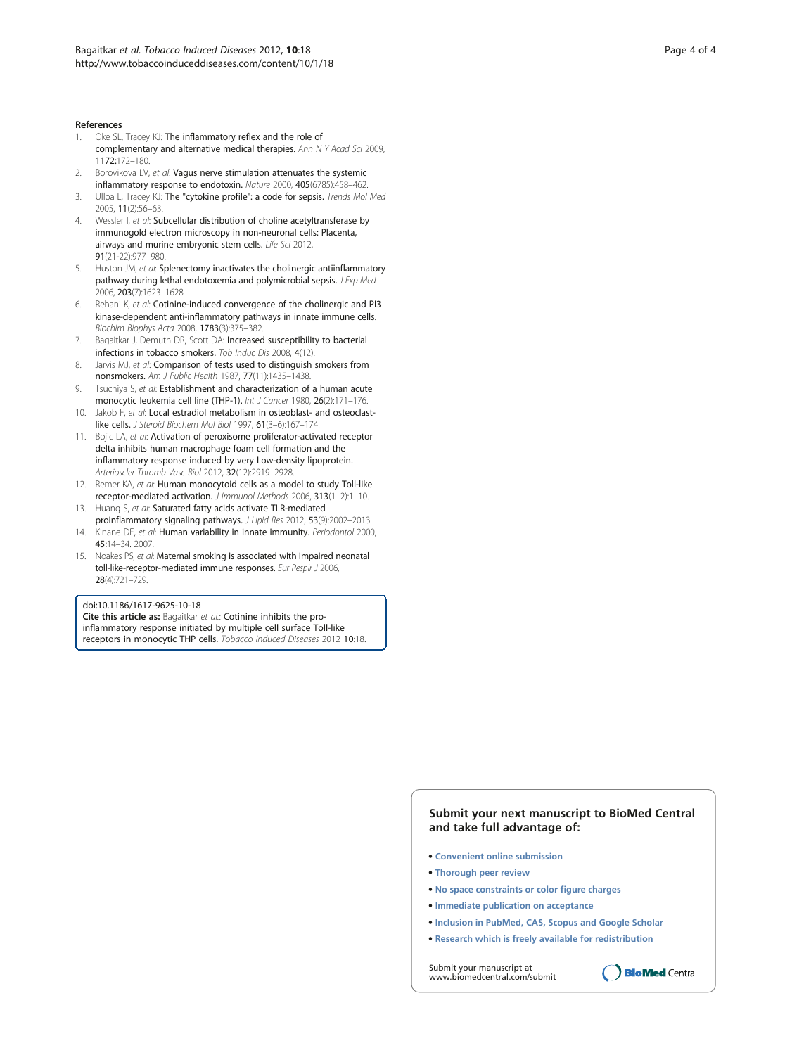## References

1. Oke SL, Tracey KJ: **The inflammatory reflex and the role of complementary and alternative medical therapies.** *Ann N Y Acad Sci* 2009, **1172**:172–180.
2. Borovikova LV, *et al*: **Vagus nerve stimulation attenuates the systemic inflammatory response to endotoxin.** *Nature* 2000, **405**(6785):458–462.
3. Ulloa L, Tracey KJ: **The "cytokine profile": a code for sepsis.** *Trends Mol Med* 2005, **11**(2):56–63.
4. Wessler I, *et al*: **Subcellular distribution of choline acetyltransferase by immunogold electron microscopy in non-neuronal cells: Placenta, airways and murine embryonic stem cells.** *Life Sci* 2012, **91**(21-22):977–980.
5. Huston JM, *et al*: **Splenectomy inactivates the cholinergic antiinflammatory pathway during lethal endotoxemia and polymicrobial sepsis.** *J Exp Med* 2006, **203**(7):1623–1628.
6. Rehani K, *et al*: **Cotinine-induced convergence of the cholinergic and PI3 kinase-dependent anti-inflammatory pathways in innate immune cells.** *Biochim Biophys Acta* 2008, **1783**(3):375–382.
7. Bagaitkar J, Demuth DR, Scott DA: **Increased susceptibility to bacterial infections in tobacco smokers.** *Tob Induc Dis* 2008, **4**(12).
8. Jarvis MJ, *et al*: **Comparison of tests used to distinguish smokers from nonsmokers.** *Am J Public Health* 1987, **77**(11):1435–1438.
9. Tsuchiya S, *et al*: **Establishment and characterization of a human acute monocytic leukemia cell line (THP-1).** *Int J Cancer* 1980, **26**(2):171–176.
10. Jakob F, *et al*: **Local estradiol metabolism in osteoblast- and osteoclast-like cells.** *J Steroid Biochem Mol Biol* 1997, **61**(3–6):167–174.
11. Bojic LA, *et al*: **Activation of peroxisome proliferator-activated receptor delta inhibits human macrophage foam cell formation and the inflammatory response induced by very Low-density lipoprotein.** *Arterioscler Thromb Vasc Biol* 2012, **32**(12):2919–2928.
12. Remer KA, *et al*: **Human monocytoid cells as a model to study Toll-like receptor-mediated activation.** *J Immunol Methods* 2006, **313**(1–2):1–10.
13. Huang S, *et al*: **Saturated fatty acids activate TLR-mediated proinflammatory signaling pathways.** *J Lipid Res* 2012, **53**(9):2002–2013.
14. Kinane DF, *et al*: **Human variability in innate immunity.** *Periodontol* 2000, **45**:14–34. 2007.
15. Noakes PS, *et al*: **Maternal smoking is associated with impaired neonatal toll-like-receptor-mediated immune responses.** *Eur Respir J* 2006, **28**(4):721–729.

doi:10.1186/1617-9625-10-18
**Cite this article as:** Bagaitkar *et al.*: Cotinine inhibits the pro-inflammatory response initiated by multiple cell surface Toll-like receptors in monocytic THP cells. *Tobacco Induced Diseases* 2012 **10**:18.

**Submit your next manuscript to BioMed Central and take full advantage of:**

- **Convenient online submission**
- **Thorough peer review**
- **No space constraints or color figure charges**
- **Immediate publication on acceptance**
- **Inclusion in PubMed, CAS, Scopus and Google Scholar**
- **Research which is freely available for redistribution**

Submit your manuscript at
www.biomedcentral.com/submit

BioMed Central